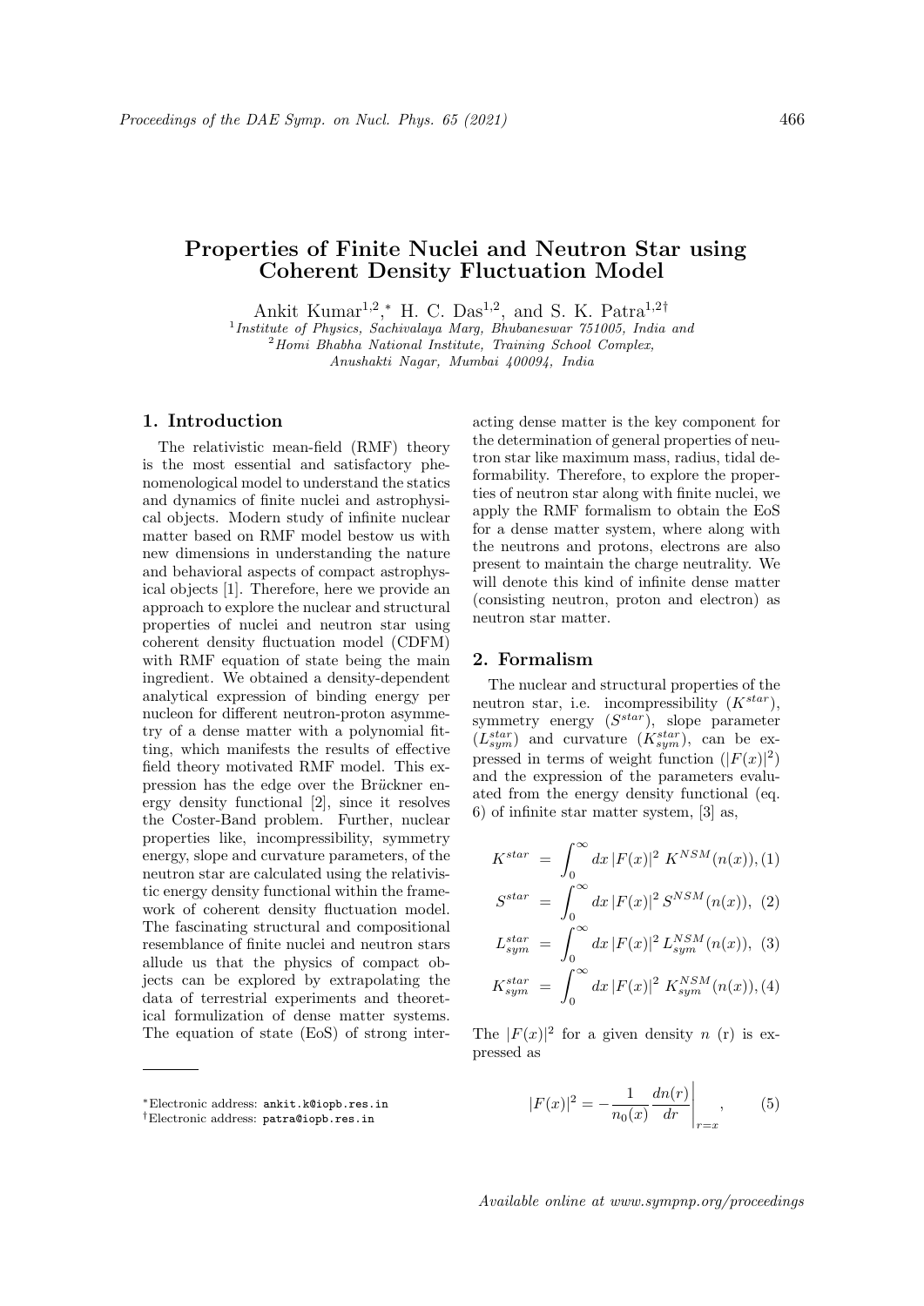# Properties of Finite Nuclei and Neutron Star using Coherent Density Fluctuation Model

Ankit Kumar[1,2,*], H. C. Das[1,2], and S. K. Patra[1,2†]

[1] *Institute of Physics, Sachivalaya Marg, Bhubaneswar 751005, India and*
[2] *Homi Bhabha National Institute, Training School Complex, Anushakti Nagar, Mumbai 400094, India*

## 1. Introduction

The relativistic mean-field (RMF) theory is the most essential and satisfactory phenomenological model to understand the statics and dynamics of finite nuclei and astrophysical objects. Modern study of infinite nuclear matter based on RMF model bestow us with new dimensions in understanding the nature and behavioral aspects of compact astrophysical objects [1]. Therefore, here we provide an approach to explore the nuclear and structural properties of nuclei and neutron star using coherent density fluctuation model (CDFM) with RMF equation of state being the main ingredient. We obtained a density-dependent analytical expression of binding energy per nucleon for different neutron-proton asymmetry of a dense matter with a polynomial fitting, which manifests the results of effective field theory motivated RMF model. This expression has the edge over the Brückner energy density functional [2], since it resolves the Coster-Band problem. Further, nuclear properties like, incompressibility, symmetry energy, slope and curvature parameters, of the neutron star are calculated using the relativistic energy density functional within the framework of coherent density fluctuation model. The fascinating structural and compositional resemblance of finite nuclei and neutron stars allude us that the physics of compact objects can be explored by extrapolating the data of terrestrial experiments and theoretical formulization of dense matter systems. The equation of state (EoS) of strong interacting dense matter is the key component for the determination of general properties of neutron star like maximum mass, radius, tidal deformability. Therefore, to explore the properties of neutron star along with finite nuclei, we apply the RMF formalism to obtain the EoS for a dense matter system, where along with the neutrons and protons, electrons are also present to maintain the charge neutrality. We will denote this kind of infinite dense matter (consisting neutron, proton and electron) as neutron star matter.

## 2. Formalism

The nuclear and structural properties of the neutron star, i.e. incompressibility ($K^{star}$), symmetry energy ($S^{star}$), slope parameter ($L_{sym}^{star}$) and curvature ($K_{sym}^{star}$), can be expressed in terms of weight function ($|F(x)|^2$) and the expression of the parameters evaluated from the energy density functional (eq. 6) of infinite star matter system, [3] as,

$$K^{star} = \int_0^\infty dx\, |F(x)|^2 \, K^{NSM}(n(x)), \quad (1)$$

$$S^{star} = \int_0^\infty dx\, |F(x)|^2 \, S^{NSM}(n(x)), \quad (2)$$

$$L_{sym}^{star} = \int_0^\infty dx\, |F(x)|^2 \, L_{sym}^{NSM}(n(x)), \quad (3)$$

$$K_{sym}^{star} = \int_0^\infty dx\, |F(x)|^2 \, K_{sym}^{NSM}(n(x)), \quad (4)$$

The $|F(x)|^2$ for a given density $n$ (r) is expressed as

$$|F(x)|^2 = -\frac{1}{n_0(x)} \frac{dn(r)}{dr}\bigg|_{r=x}, \quad (5)$$

*Electronic address: ankit.k@iopb.res.in
†Electronic address: patra@iopb.res.in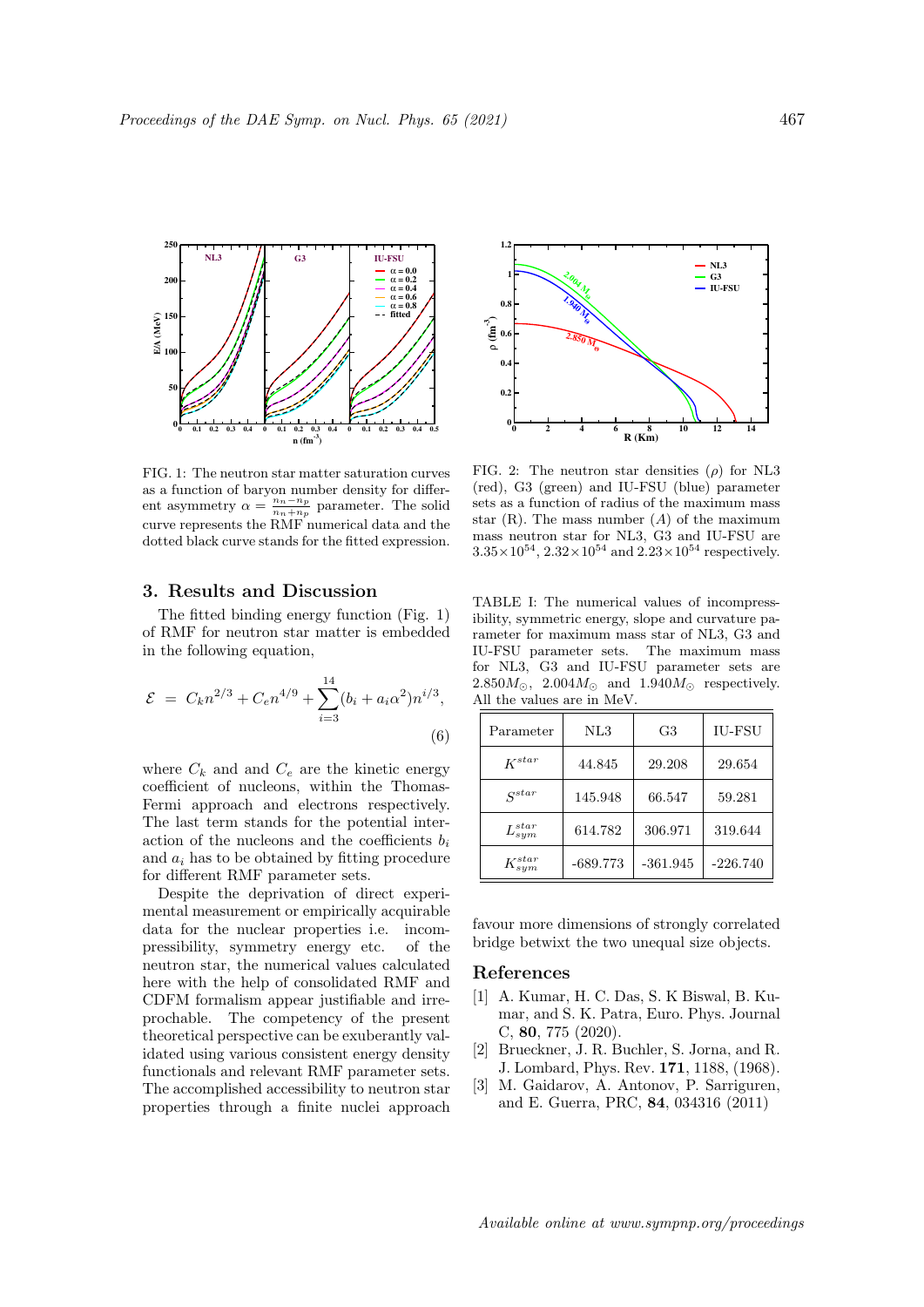NL3

G3

IU-FSU

α = 0.0

α = 0.2

α = 0.4

α = 0.6

α = 0.8

fitted

E/A (MeV)

n (fm$^{-3}$)

FIG. 1: The neutron star matter saturation curves as a function of baryon number density for different asymmetry $\alpha = \frac{n_n - n_p}{n_n + n_p}$ parameter. The solid curve represents the RMF numerical data and the dotted black curve stands for the fitted expression.

NL3

G3

IU-FSU

2.004 $M_\odot$

1.940 $M_\odot$

2.850 $M_\odot$

ρ (fm$^{-3}$)

R (Km)

FIG. 2: The neutron star densities ($\rho$) for NL3 (red), G3 (green) and IU-FSU (blue) parameter sets as a function of radius of the maximum mass star (R). The mass number ($A$) of the maximum mass neutron star for NL3, G3 and IU-FSU are $3.35\times10^{54}$, $2.32\times10^{54}$ and $2.23\times10^{54}$ respectively.

## 3. Results and Discussion

The fitted binding energy function (Fig. 1) of RMF for neutron star matter is embedded in the following equation,

$$\mathcal{E} \;=\; C_k n^{2/3} + C_e n^{4/9} + \sum_{i=3}^{14} (b_i + a_i \alpha^2) n^{i/3}, \tag{6}$$

where $C_k$ and and $C_e$ are the kinetic energy coefficient of nucleons, within the Thomas-Fermi approach and electrons respectively. The last term stands for the potential interaction of the nucleons and the coefficients $b_i$ and $a_i$ has to be obtained by fitting procedure for different RMF parameter sets.

Despite the deprivation of direct experimental measurement or empirically acquirable data for the nuclear properties i.e. incompressibility, symmetry energy etc. of the neutron star, the numerical values calculated here with the help of consolidated RMF and CDFM formalism appear justifiable and irreprochable. The competency of the present theoretical perspective can be exuberantly validated using various consistent energy density functionals and relevant RMF parameter sets. The accomplished accessibility to neutron star properties through a finite nuclei approach favour more dimensions of strongly correlated bridge betwixt the two unequal size objects.

TABLE I: The numerical values of incompressibility, symmetric energy, slope and curvature parameter for maximum mass star of NL3, G3 and IU-FSU parameter sets. The maximum mass for NL3, G3 and IU-FSU parameter sets are $2.850M_\odot$, $2.004M_\odot$ and $1.940M_\odot$ respectively. All the values are in MeV.

| Parameter | NL3 | G3 | IU-FSU |
|---|---|---|---|
| $K^{star}$ | 44.845 | 29.208 | 29.654 |
| $S^{star}$ | 145.948 | 66.547 | 59.281 |
| $L_{sym}^{star}$ | 614.782 | 306.971 | 319.644 |
| $K_{sym}^{star}$ | -689.773 | -361.945 | -226.740 |

## References

[1] A. Kumar, H. C. Das, S. K Biswal, B. Kumar, and S. K. Patra, Euro. Phys. Journal C, **80**, 775 (2020).

[2] Brueckner, J. R. Buchler, S. Jorna, and R. J. Lombard, Phys. Rev. **171**, 1188, (1968).

[3] M. Gaidarov, A. Antonov, P. Sarriguren, and E. Guerra, PRC, **84**, 034316 (2011)